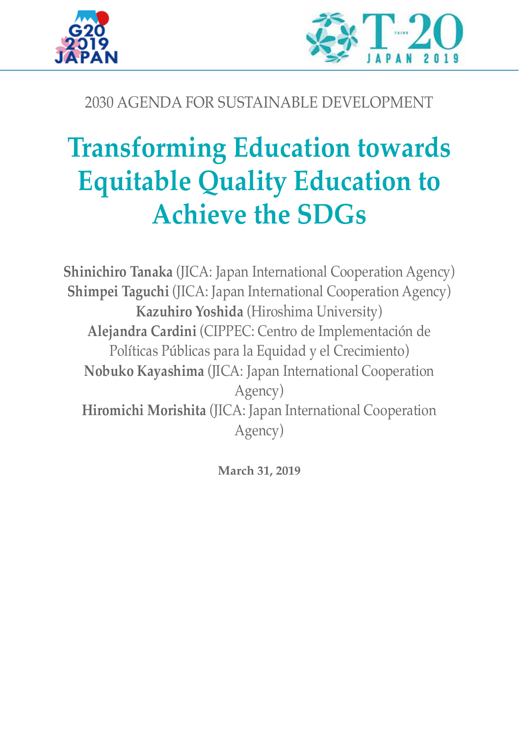2030 AGENDA FOR SUSTAINABLE DEVELOPMENT

# Transforming Education towards Equitable Quality Education to Achieve the SDGs

**Shinichiro Tanaka** (JICA: Japan International Cooperation Agency)
**Shimpei Taguchi** (JICA: Japan International Cooperation Agency)
**Kazuhiro Yoshida** (Hiroshima University)
**Alejandra Cardini** (CIPPEC: Centro de Implementación de Políticas Públicas para la Equidad y el Crecimiento)
**Nobuko Kayashima** (JICA: Japan International Cooperation Agency)
**Hiromichi Morishita** (JICA: Japan International Cooperation Agency)

**March 31, 2019**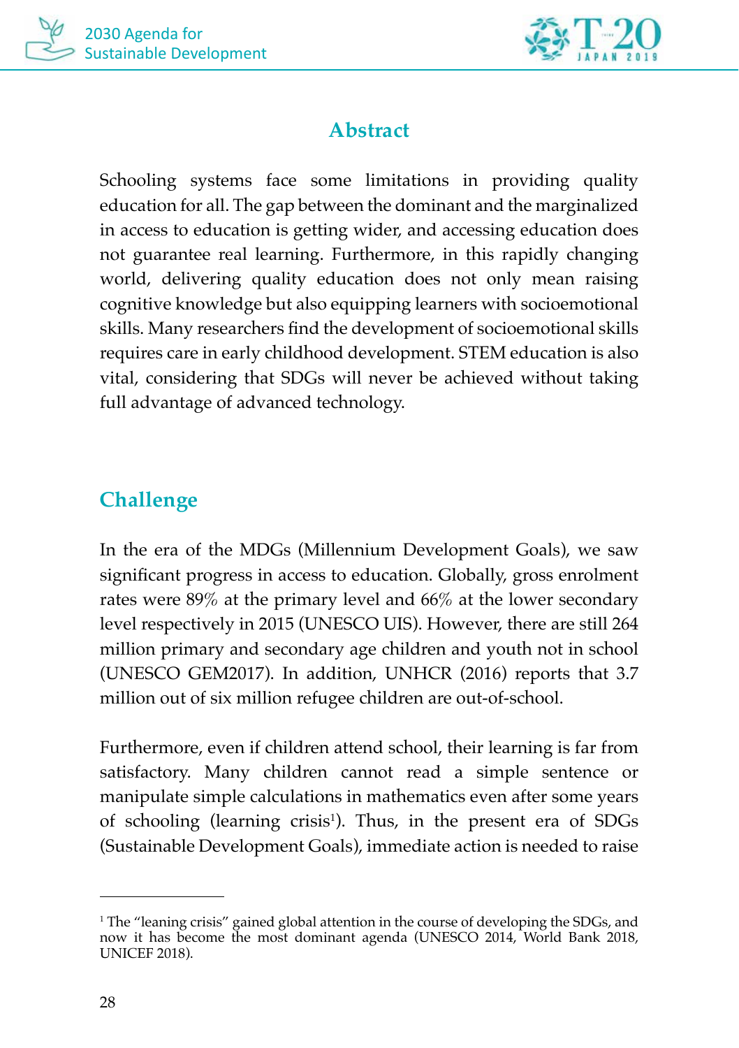## Abstract

Schooling systems face some limitations in providing quality education for all. The gap between the dominant and the marginalized in access to education is getting wider, and accessing education does not guarantee real learning. Furthermore, in this rapidly changing world, delivering quality education does not only mean raising cognitive knowledge but also equipping learners with socioemotional skills. Many researchers find the development of socioemotional skills requires care in early childhood development. STEM education is also vital, considering that SDGs will never be achieved without taking full advantage of advanced technology.

## Challenge

In the era of the MDGs (Millennium Development Goals), we saw significant progress in access to education. Globally, gross enrolment rates were 89% at the primary level and 66% at the lower secondary level respectively in 2015 (UNESCO UIS). However, there are still 264 million primary and secondary age children and youth not in school (UNESCO GEM2017). In addition, UNHCR (2016) reports that 3.7 million out of six million refugee children are out-of-school.

Furthermore, even if children attend school, their learning is far from satisfactory. Many children cannot read a simple sentence or manipulate simple calculations in mathematics even after some years of schooling (learning crisis[1]). Thus, in the present era of SDGs (Sustainable Development Goals), immediate action is needed to raise

[1] The "leaning crisis" gained global attention in the course of developing the SDGs, and now it has become the most dominant agenda (UNESCO 2014, World Bank 2018, UNICEF 2018).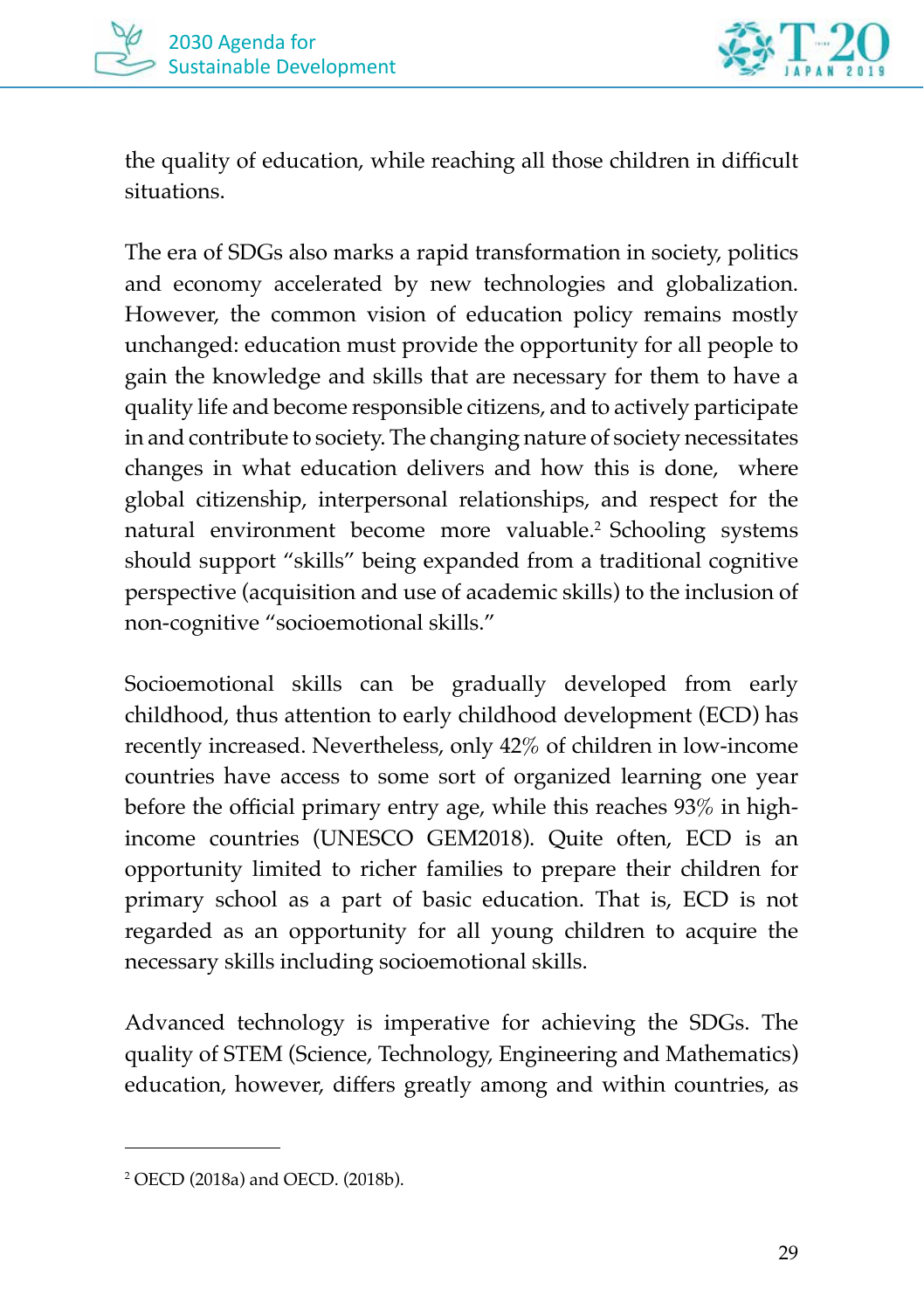the quality of education, while reaching all those children in difficult situations.

The era of SDGs also marks a rapid transformation in society, politics and economy accelerated by new technologies and globalization. However, the common vision of education policy remains mostly unchanged: education must provide the opportunity for all people to gain the knowledge and skills that are necessary for them to have a quality life and become responsible citizens, and to actively participate in and contribute to society. The changing nature of society necessitates changes in what education delivers and how this is done, where global citizenship, interpersonal relationships, and respect for the natural environment become more valuable.[2] Schooling systems should support "skills" being expanded from a traditional cognitive perspective (acquisition and use of academic skills) to the inclusion of non-cognitive "socioemotional skills."

Socioemotional skills can be gradually developed from early childhood, thus attention to early childhood development (ECD) has recently increased. Nevertheless, only 42% of children in low-income countries have access to some sort of organized learning one year before the official primary entry age, while this reaches 93% in high-income countries (UNESCO GEM2018). Quite often, ECD is an opportunity limited to richer families to prepare their children for primary school as a part of basic education. That is, ECD is not regarded as an opportunity for all young children to acquire the necessary skills including socioemotional skills.

Advanced technology is imperative for achieving the SDGs. The quality of STEM (Science, Technology, Engineering and Mathematics) education, however, differs greatly among and within countries, as

---

[2] OECD (2018a) and OECD. (2018b).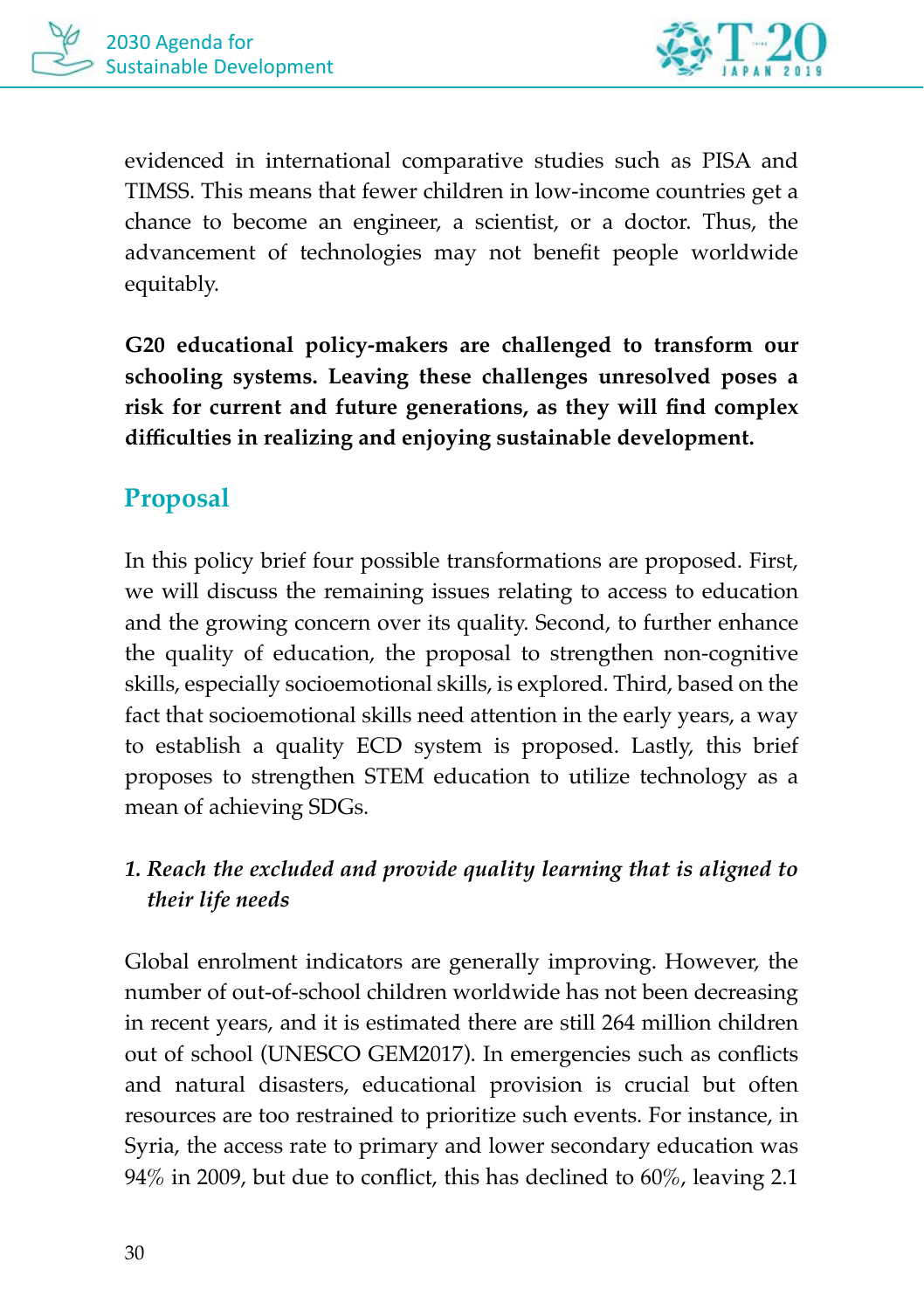evidenced in international comparative studies such as PISA and TIMSS. This means that fewer children in low-income countries get a chance to become an engineer, a scientist, or a doctor. Thus, the advancement of technologies may not benefit people worldwide equitably.

**G20 educational policy-makers are challenged to transform our schooling systems. Leaving these challenges unresolved poses a risk for current and future generations, as they will find complex difficulties in realizing and enjoying sustainable development.**

## Proposal

In this policy brief four possible transformations are proposed. First, we will discuss the remaining issues relating to access to education and the growing concern over its quality. Second, to further enhance the quality of education, the proposal to strengthen non-cognitive skills, especially socioemotional skills, is explored. Third, based on the fact that socioemotional skills need attention in the early years, a way to establish a quality ECD system is proposed. Lastly, this brief proposes to strengthen STEM education to utilize technology as a mean of achieving SDGs.

### *1. Reach the excluded and provide quality learning that is aligned to their life needs*

Global enrolment indicators are generally improving. However, the number of out-of-school children worldwide has not been decreasing in recent years, and it is estimated there are still 264 million children out of school (UNESCO GEM2017). In emergencies such as conflicts and natural disasters, educational provision is crucial but often resources are too restrained to prioritize such events. For instance, in Syria, the access rate to primary and lower secondary education was 94% in 2009, but due to conflict, this has declined to 60%, leaving 2.1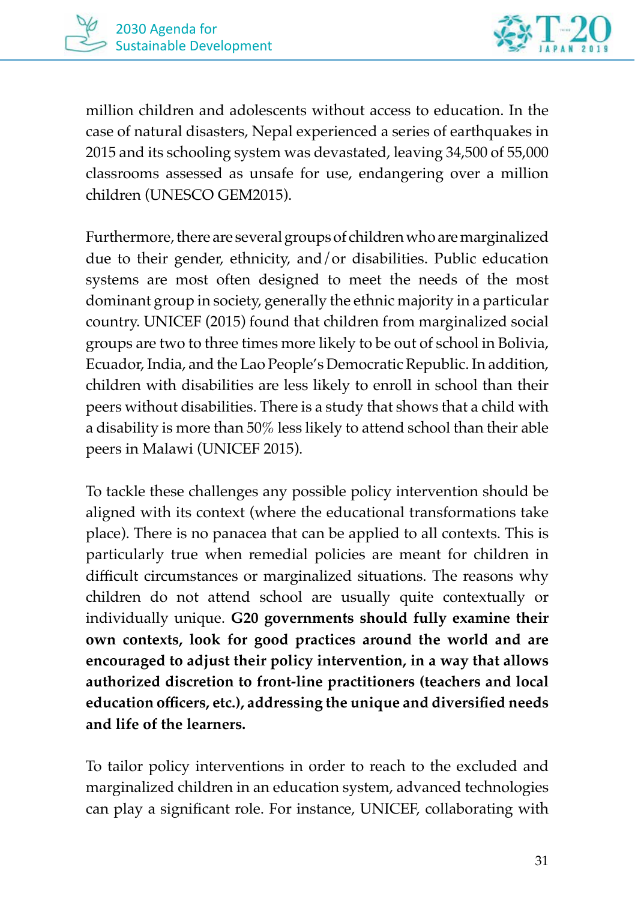million children and adolescents without access to education. In the case of natural disasters, Nepal experienced a series of earthquakes in 2015 and its schooling system was devastated, leaving 34,500 of 55,000 classrooms assessed as unsafe for use, endangering over a million children (UNESCO GEM2015).

Furthermore, there are several groups of children who are marginalized due to their gender, ethnicity, and/or disabilities. Public education systems are most often designed to meet the needs of the most dominant group in society, generally the ethnic majority in a particular country. UNICEF (2015) found that children from marginalized social groups are two to three times more likely to be out of school in Bolivia, Ecuador, India, and the Lao People's Democratic Republic. In addition, children with disabilities are less likely to enroll in school than their peers without disabilities. There is a study that shows that a child with a disability is more than 50% less likely to attend school than their able peers in Malawi (UNICEF 2015).

To tackle these challenges any possible policy intervention should be aligned with its context (where the educational transformations take place). There is no panacea that can be applied to all contexts. This is particularly true when remedial policies are meant for children in difficult circumstances or marginalized situations. The reasons why children do not attend school are usually quite contextually or individually unique. **G20 governments should fully examine their own contexts, look for good practices around the world and are encouraged to adjust their policy intervention, in a way that allows authorized discretion to front-line practitioners (teachers and local education officers, etc.), addressing the unique and diversified needs and life of the learners.**

To tailor policy interventions in order to reach to the excluded and marginalized children in an education system, advanced technologies can play a significant role. For instance, UNICEF, collaborating with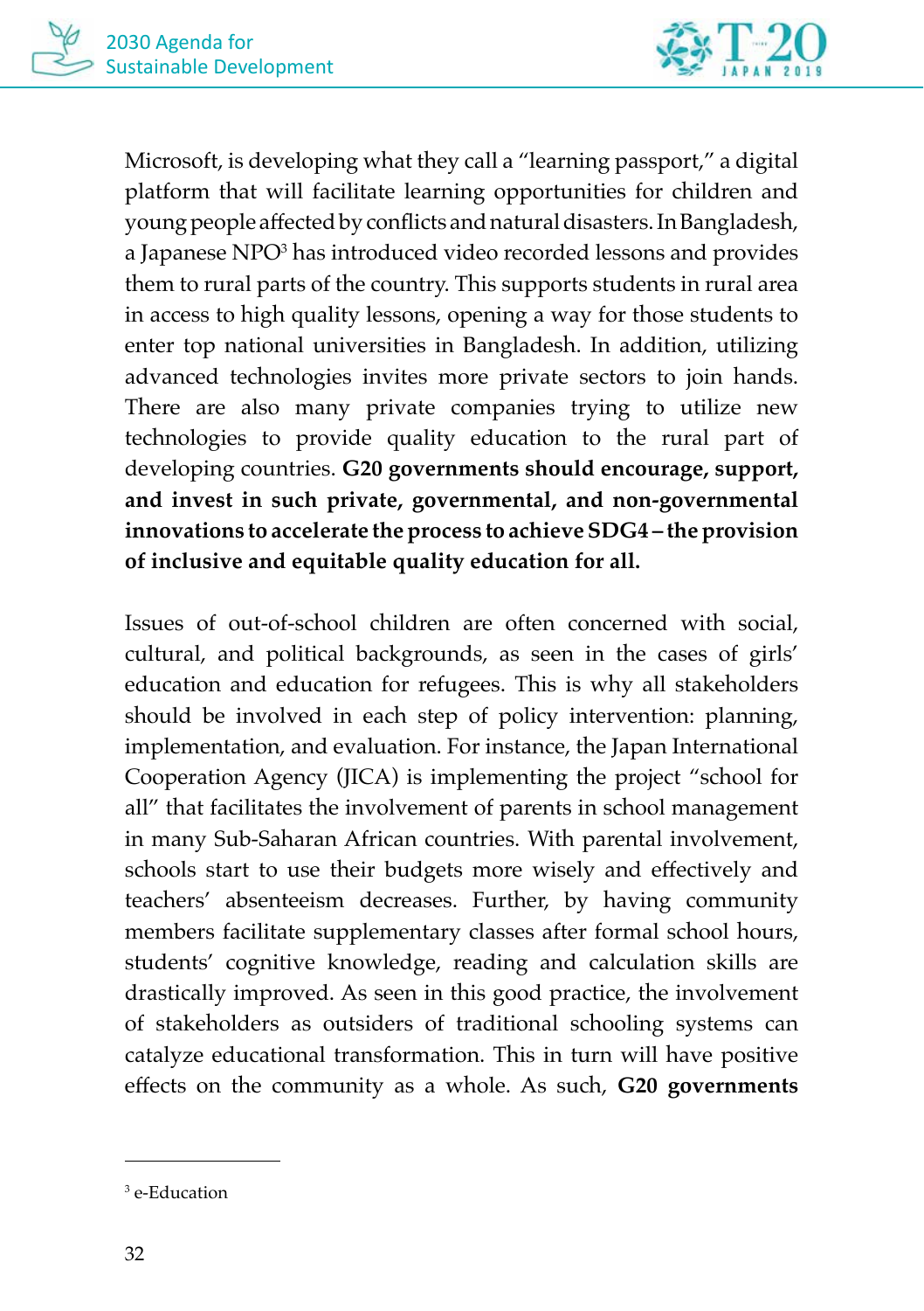Microsoft, is developing what they call a "learning passport," a digital platform that will facilitate learning opportunities for children and young people affected by conflicts and natural disasters. In Bangladesh, a Japanese NPO[3] has introduced video recorded lessons and provides them to rural parts of the country. This supports students in rural area in access to high quality lessons, opening a way for those students to enter top national universities in Bangladesh. In addition, utilizing advanced technologies invites more private sectors to join hands. There are also many private companies trying to utilize new technologies to provide quality education to the rural part of developing countries. **G20 governments should encourage, support, and invest in such private, governmental, and non-governmental innovations to accelerate the process to achieve SDG4 – the provision of inclusive and equitable quality education for all.**

Issues of out-of-school children are often concerned with social, cultural, and political backgrounds, as seen in the cases of girls' education and education for refugees. This is why all stakeholders should be involved in each step of policy intervention: planning, implementation, and evaluation. For instance, the Japan International Cooperation Agency (JICA) is implementing the project "school for all" that facilitates the involvement of parents in school management in many Sub-Saharan African countries. With parental involvement, schools start to use their budgets more wisely and effectively and teachers' absenteeism decreases. Further, by having community members facilitate supplementary classes after formal school hours, students' cognitive knowledge, reading and calculation skills are drastically improved. As seen in this good practice, the involvement of stakeholders as outsiders of traditional schooling systems can catalyze educational transformation. This in turn will have positive effects on the community as a whole. As such, **G20 governments**

[3] e-Education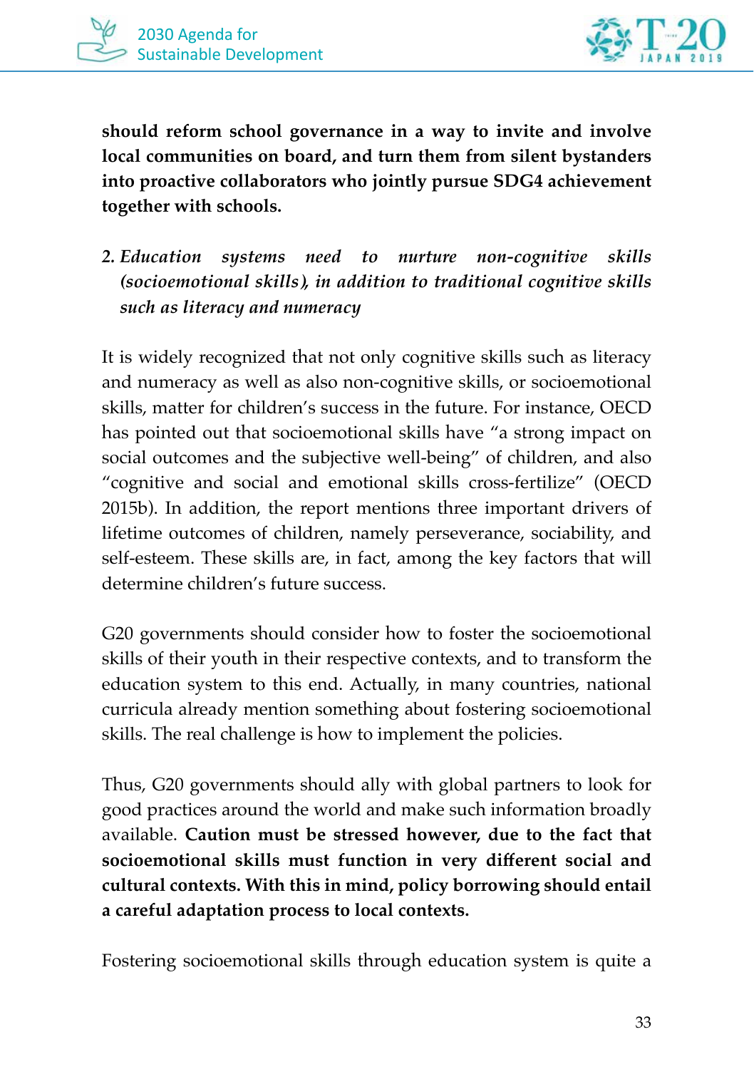**should reform school governance in a way to invite and involve local communities on board, and turn them from silent bystanders into proactive collaborators who jointly pursue SDG4 achievement together with schools.**

2. *Education systems need to nurture non-cognitive skills (socioemotional skills), in addition to traditional cognitive skills such as literacy and numeracy*

It is widely recognized that not only cognitive skills such as literacy and numeracy as well as also non-cognitive skills, or socioemotional skills, matter for children's success in the future. For instance, OECD has pointed out that socioemotional skills have "a strong impact on social outcomes and the subjective well-being" of children, and also "cognitive and social and emotional skills cross-fertilize" (OECD 2015b). In addition, the report mentions three important drivers of lifetime outcomes of children, namely perseverance, sociability, and self-esteem. These skills are, in fact, among the key factors that will determine children's future success.

G20 governments should consider how to foster the socioemotional skills of their youth in their respective contexts, and to transform the education system to this end. Actually, in many countries, national curricula already mention something about fostering socioemotional skills. The real challenge is how to implement the policies.

Thus, G20 governments should ally with global partners to look for good practices around the world and make such information broadly available. **Caution must be stressed however, due to the fact that socioemotional skills must function in very different social and cultural contexts. With this in mind, policy borrowing should entail a careful adaptation process to local contexts.**

Fostering socioemotional skills through education system is quite a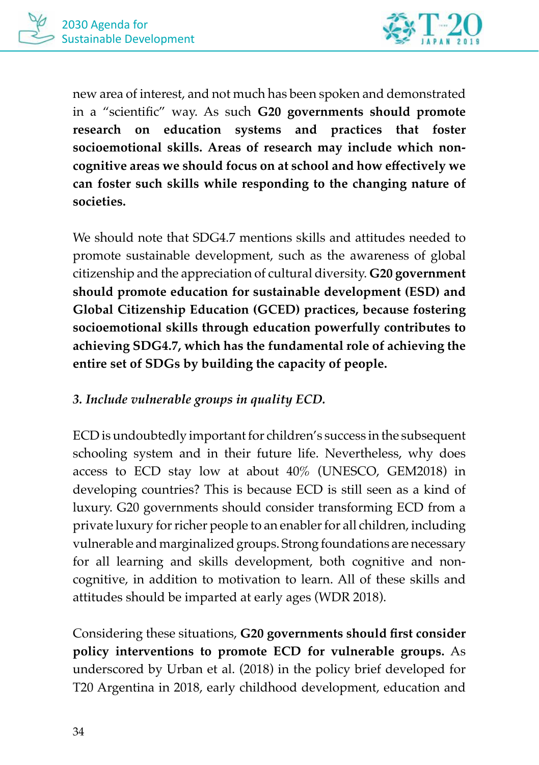new area of interest, and not much has been spoken and demonstrated in a "scientific" way. As such **G20 governments should promote research on education systems and practices that foster socioemotional skills. Areas of research may include which non-cognitive areas we should focus on at school and how effectively we can foster such skills while responding to the changing nature of societies.**

We should note that SDG4.7 mentions skills and attitudes needed to promote sustainable development, such as the awareness of global citizenship and the appreciation of cultural diversity. **G20 government should promote education for sustainable development (ESD) and Global Citizenship Education (GCED) practices, because fostering socioemotional skills through education powerfully contributes to achieving SDG4.7, which has the fundamental role of achieving the entire set of SDGs by building the capacity of people.**

*3. Include vulnerable groups in quality ECD.*

ECD is undoubtedly important for children's success in the subsequent schooling system and in their future life. Nevertheless, why does access to ECD stay low at about 40% (UNESCO, GEM2018) in developing countries? This is because ECD is still seen as a kind of luxury. G20 governments should consider transforming ECD from a private luxury for richer people to an enabler for all children, including vulnerable and marginalized groups. Strong foundations are necessary for all learning and skills development, both cognitive and non-cognitive, in addition to motivation to learn. All of these skills and attitudes should be imparted at early ages (WDR 2018).

Considering these situations, **G20 governments should first consider policy interventions to promote ECD for vulnerable groups.** As underscored by Urban et al. (2018) in the policy brief developed for T20 Argentina in 2018, early childhood development, education and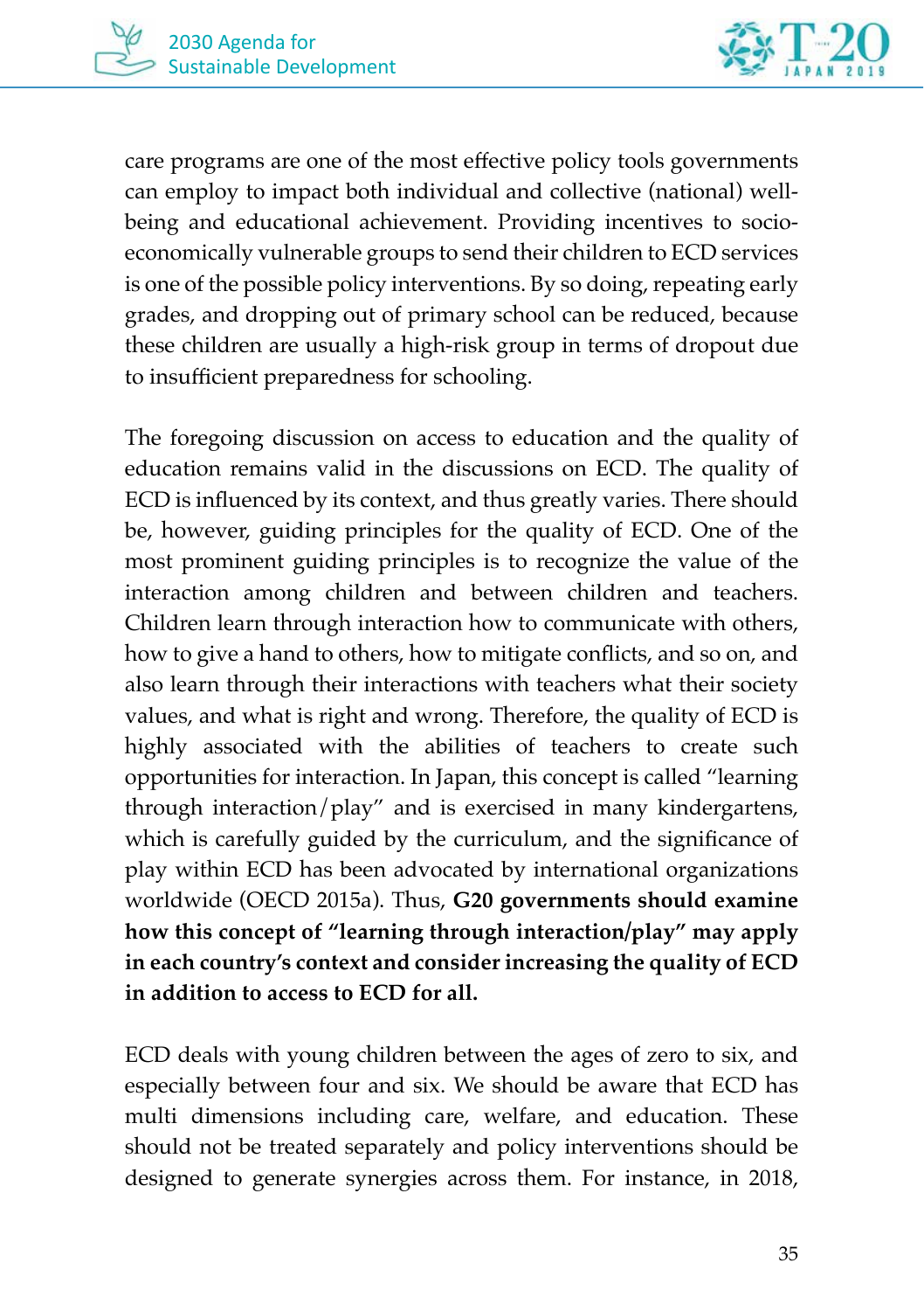care programs are one of the most effective policy tools governments can employ to impact both individual and collective (national) well-being and educational achievement. Providing incentives to socio-economically vulnerable groups to send their children to ECD services is one of the possible policy interventions. By so doing, repeating early grades, and dropping out of primary school can be reduced, because these children are usually a high-risk group in terms of dropout due to insufficient preparedness for schooling.

The foregoing discussion on access to education and the quality of education remains valid in the discussions on ECD. The quality of ECD is influenced by its context, and thus greatly varies. There should be, however, guiding principles for the quality of ECD. One of the most prominent guiding principles is to recognize the value of the interaction among children and between children and teachers. Children learn through interaction how to communicate with others, how to give a hand to others, how to mitigate conflicts, and so on, and also learn through their interactions with teachers what their society values, and what is right and wrong. Therefore, the quality of ECD is highly associated with the abilities of teachers to create such opportunities for interaction. In Japan, this concept is called "learning through interaction/play" and is exercised in many kindergartens, which is carefully guided by the curriculum, and the significance of play within ECD has been advocated by international organizations worldwide (OECD 2015a). Thus, **G20 governments should examine how this concept of "learning through interaction/play" may apply in each country's context and consider increasing the quality of ECD in addition to access to ECD for all.**

ECD deals with young children between the ages of zero to six, and especially between four and six. We should be aware that ECD has multi dimensions including care, welfare, and education. These should not be treated separately and policy interventions should be designed to generate synergies across them. For instance, in 2018,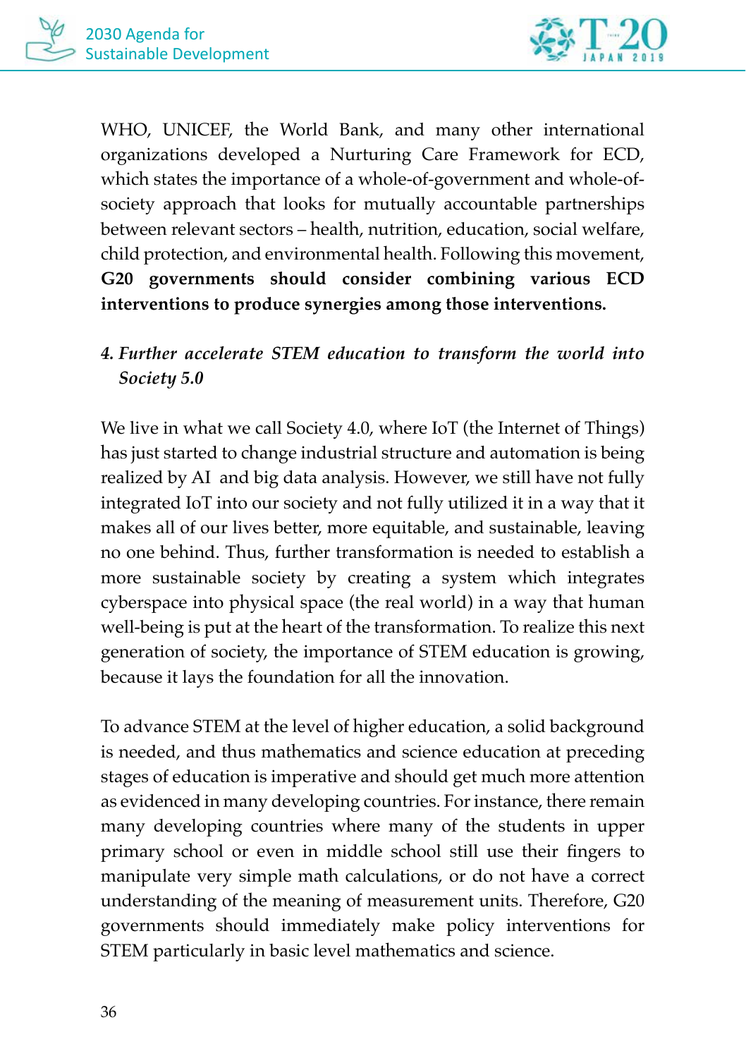WHO, UNICEF, the World Bank, and many other international organizations developed a Nurturing Care Framework for ECD, which states the importance of a whole-of-government and whole-of-society approach that looks for mutually accountable partnerships between relevant sectors – health, nutrition, education, social welfare, child protection, and environmental health. Following this movement, **G20 governments should consider combining various ECD interventions to produce synergies among those interventions.**

### *4. Further accelerate STEM education to transform the world into Society 5.0*

We live in what we call Society 4.0, where IoT (the Internet of Things) has just started to change industrial structure and automation is being realized by AI and big data analysis. However, we still have not fully integrated IoT into our society and not fully utilized it in a way that it makes all of our lives better, more equitable, and sustainable, leaving no one behind. Thus, further transformation is needed to establish a more sustainable society by creating a system which integrates cyberspace into physical space (the real world) in a way that human well-being is put at the heart of the transformation. To realize this next generation of society, the importance of STEM education is growing, because it lays the foundation for all the innovation.

To advance STEM at the level of higher education, a solid background is needed, and thus mathematics and science education at preceding stages of education is imperative and should get much more attention as evidenced in many developing countries. For instance, there remain many developing countries where many of the students in upper primary school or even in middle school still use their fingers to manipulate very simple math calculations, or do not have a correct understanding of the meaning of measurement units. Therefore, G20 governments should immediately make policy interventions for STEM particularly in basic level mathematics and science.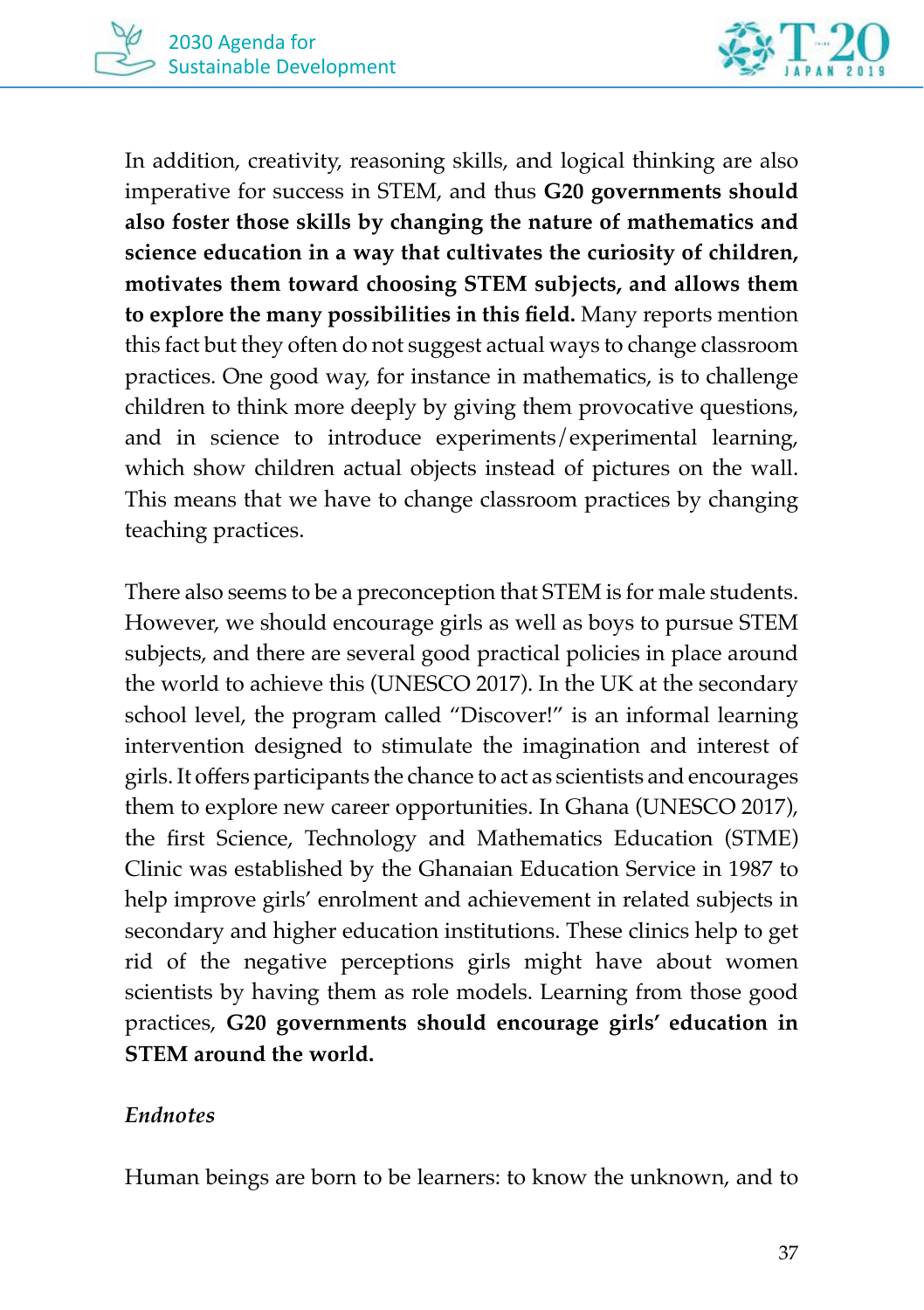In addition, creativity, reasoning skills, and logical thinking are also imperative for success in STEM, and thus **G20 governments should also foster those skills by changing the nature of mathematics and science education in a way that cultivates the curiosity of children, motivates them toward choosing STEM subjects, and allows them to explore the many possibilities in this field.** Many reports mention this fact but they often do not suggest actual ways to change classroom practices. One good way, for instance in mathematics, is to challenge children to think more deeply by giving them provocative questions, and in science to introduce experiments/experimental learning, which show children actual objects instead of pictures on the wall. This means that we have to change classroom practices by changing teaching practices.

There also seems to be a preconception that STEM is for male students. However, we should encourage girls as well as boys to pursue STEM subjects, and there are several good practical policies in place around the world to achieve this (UNESCO 2017). In the UK at the secondary school level, the program called "Discover!" is an informal learning intervention designed to stimulate the imagination and interest of girls. It offers participants the chance to act as scientists and encourages them to explore new career opportunities. In Ghana (UNESCO 2017), the first Science, Technology and Mathematics Education (STME) Clinic was established by the Ghanaian Education Service in 1987 to help improve girls' enrolment and achievement in related subjects in secondary and higher education institutions. These clinics help to get rid of the negative perceptions girls might have about women scientists by having them as role models. Learning from those good practices, **G20 governments should encourage girls' education in STEM around the world.**

*Endnotes*

Human beings are born to be learners: to know the unknown, and to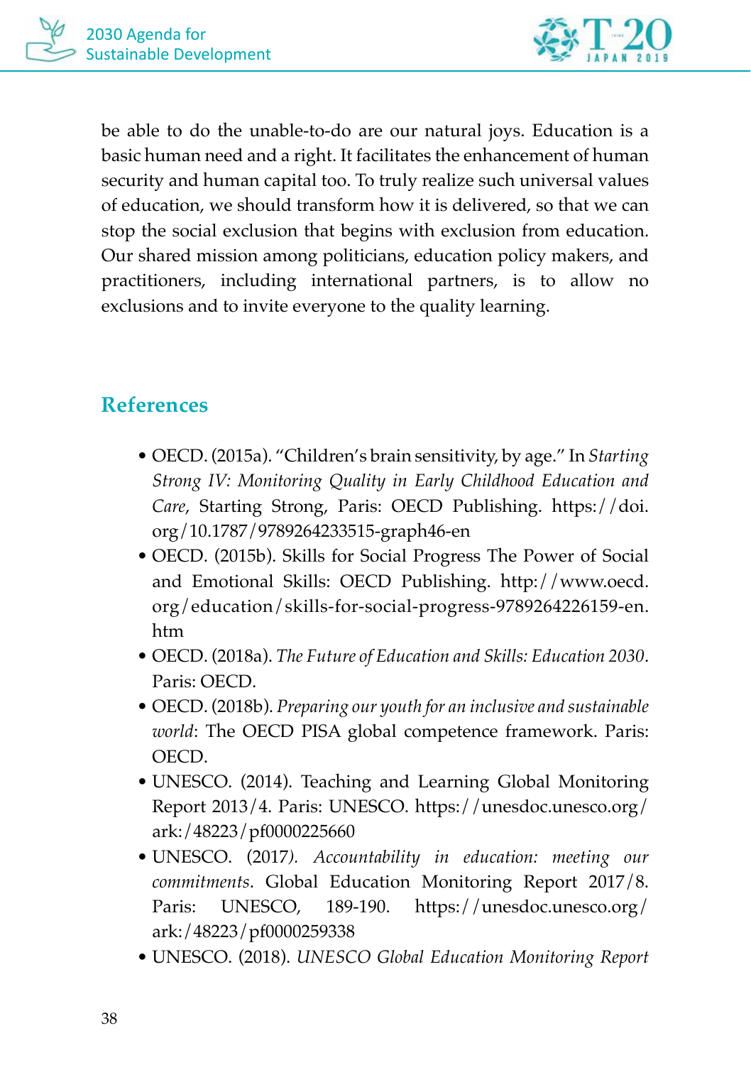be able to do the unable-to-do are our natural joys. Education is a basic human need and a right. It facilitates the enhancement of human security and human capital too. To truly realize such universal values of education, we should transform how it is delivered, so that we can stop the social exclusion that begins with exclusion from education. Our shared mission among politicians, education policy makers, and practitioners, including international partners, is to allow no exclusions and to invite everyone to the quality learning.

## References

- OECD. (2015a). "Children's brain sensitivity, by age." In *Starting Strong IV: Monitoring Quality in Early Childhood Education and Care*, Starting Strong, Paris: OECD Publishing. https://doi.org/10.1787/9789264233515-graph46-en
- OECD. (2015b). Skills for Social Progress The Power of Social and Emotional Skills: OECD Publishing. http://www.oecd.org/education/skills-for-social-progress-9789264226159-en.htm
- OECD. (2018a). *The Future of Education and Skills: Education 2030*. Paris: OECD.
- OECD. (2018b). *Preparing our youth for an inclusive and sustainable world*: The OECD PISA global competence framework. Paris: OECD.
- UNESCO. (2014). Teaching and Learning Global Monitoring Report 2013/4. Paris: UNESCO. https://unesdoc.unesco.org/ark:/48223/pf0000225660
- UNESCO. (2017*). Accountability in education: meeting our commitments*. Global Education Monitoring Report 2017/8. Paris: UNESCO, 189-190. https://unesdoc.unesco.org/ark:/48223/pf0000259338
- UNESCO. (2018). *UNESCO Global Education Monitoring Report*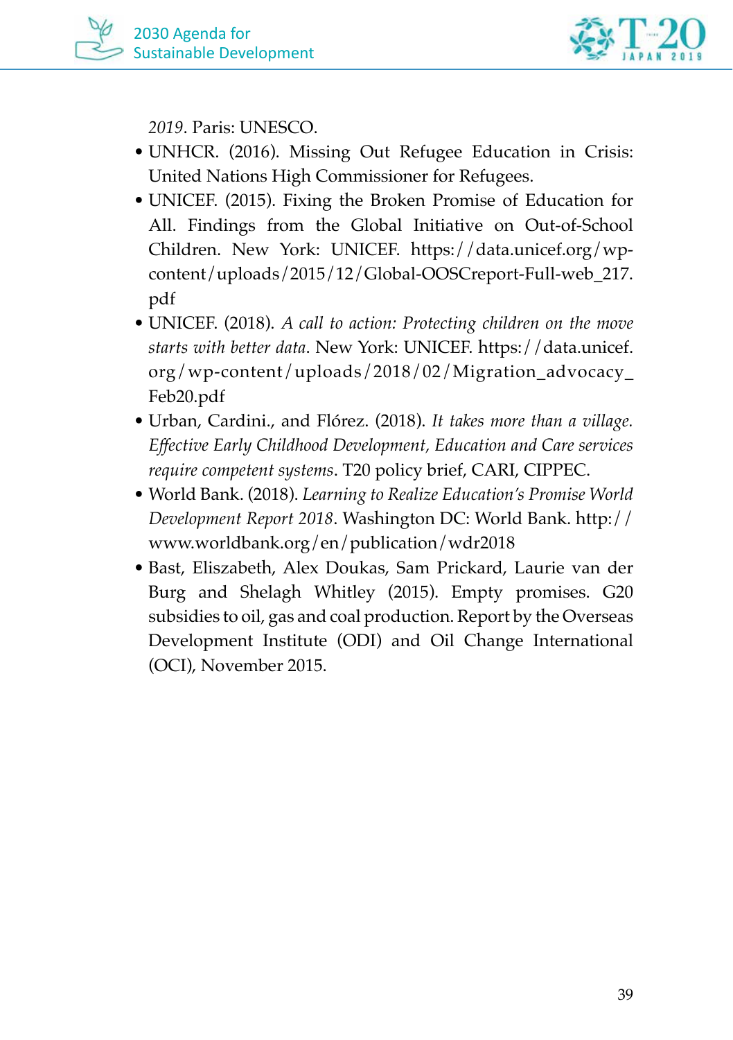*2019*. Paris: UNESCO.

- UNHCR. (2016). Missing Out Refugee Education in Crisis: United Nations High Commissioner for Refugees.
- UNICEF. (2015). Fixing the Broken Promise of Education for All. Findings from the Global Initiative on Out-of-School Children. New York: UNICEF. https://data.unicef.org/wp-content/uploads/2015/12/Global-OOSCreport-Full-web_217.pdf
- UNICEF. (2018). *A call to action: Protecting children on the move starts with better data*. New York: UNICEF. https://data.unicef.org/wp-content/uploads/2018/02/Migration_advocacy_Feb20.pdf
- Urban, Cardini., and Flórez. (2018). *It takes more than a village. Effective Early Childhood Development, Education and Care services require competent systems*. T20 policy brief, CARI, CIPPEC.
- World Bank. (2018). *Learning to Realize Education's Promise World Development Report 2018*. Washington DC: World Bank. http://www.worldbank.org/en/publication/wdr2018
- Bast, Eliszabeth, Alex Doukas, Sam Prickard, Laurie van der Burg and Shelagh Whitley (2015). Empty promises. G20 subsidies to oil, gas and coal production. Report by the Overseas Development Institute (ODI) and Oil Change International (OCI), November 2015.